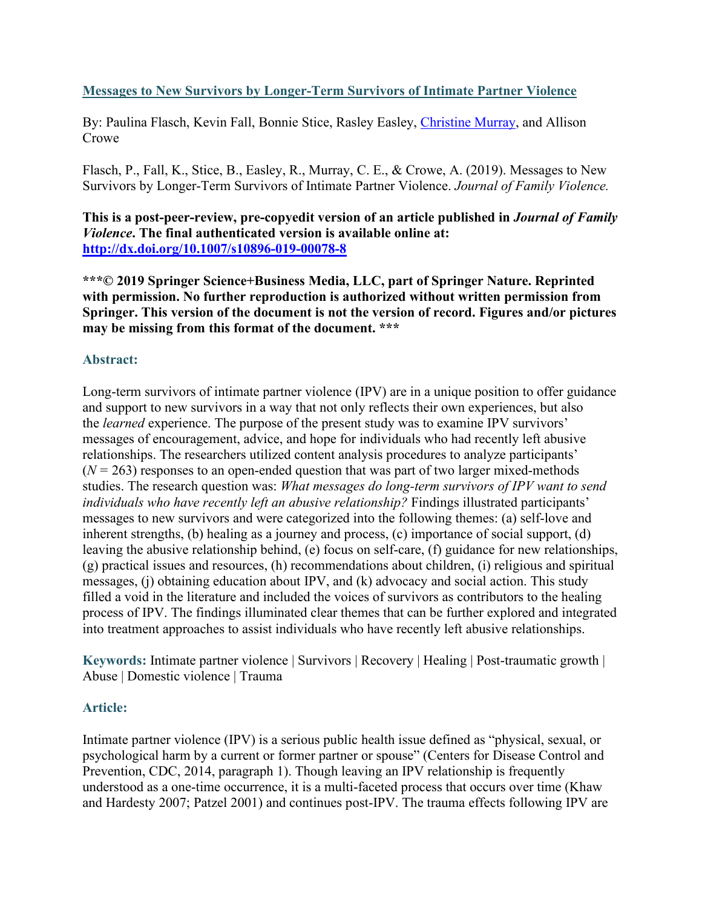# [Messages to New Survivors by Longer-Term Survivors of Intimate Partner Violence](#)

By: Paulina Flasch, Kevin Fall, Bonnie Stice, Rasley Easley, [Christine Murray](#), and Allison Crowe

Flasch, P., Fall, K., Stice, B., Easley, R., Murray, C. E., & Crowe, A. (2019). Messages to New Survivors by Longer-Term Survivors of Intimate Partner Violence. *Journal of Family Violence.*

**This is a post-peer-review, pre-copyedit version of an article published in *Journal of Family Violence*. The final authenticated version is available online at: [http://dx.doi.org/10.1007/s10896-019-00078-8](http://dx.doi.org/10.1007/s10896-019-00078-8)**

**\*\*\*© 2019 Springer Science+Business Media, LLC, part of Springer Nature. Reprinted with permission. No further reproduction is authorized without written permission from Springer. This version of the document is not the version of record. Figures and/or pictures may be missing from this format of the document. \*\*\***

## Abstract:

Long-term survivors of intimate partner violence (IPV) are in a unique position to offer guidance and support to new survivors in a way that not only reflects their own experiences, but also the *learned* experience. The purpose of the present study was to examine IPV survivors' messages of encouragement, advice, and hope for individuals who had recently left abusive relationships. The researchers utilized content analysis procedures to analyze participants' ($N = 263$) responses to an open-ended question that was part of two larger mixed-methods studies. The research question was: *What messages do long-term survivors of IPV want to send individuals who have recently left an abusive relationship?* Findings illustrated participants' messages to new survivors and were categorized into the following themes: (a) self-love and inherent strengths, (b) healing as a journey and process, (c) importance of social support, (d) leaving the abusive relationship behind, (e) focus on self-care, (f) guidance for new relationships, (g) practical issues and resources, (h) recommendations about children, (i) religious and spiritual messages, (j) obtaining education about IPV, and (k) advocacy and social action. This study filled a void in the literature and included the voices of survivors as contributors to the healing process of IPV. The findings illuminated clear themes that can be further explored and integrated into treatment approaches to assist individuals who have recently left abusive relationships.

**Keywords:** Intimate partner violence | Survivors | Recovery | Healing | Post-traumatic growth | Abuse | Domestic violence | Trauma

## Article:

Intimate partner violence (IPV) is a serious public health issue defined as "physical, sexual, or psychological harm by a current or former partner or spouse" (Centers for Disease Control and Prevention, CDC, 2014, paragraph 1). Though leaving an IPV relationship is frequently understood as a one-time occurrence, it is a multi-faceted process that occurs over time (Khaw and Hardesty 2007; Patzel 2001) and continues post-IPV. The trauma effects following IPV are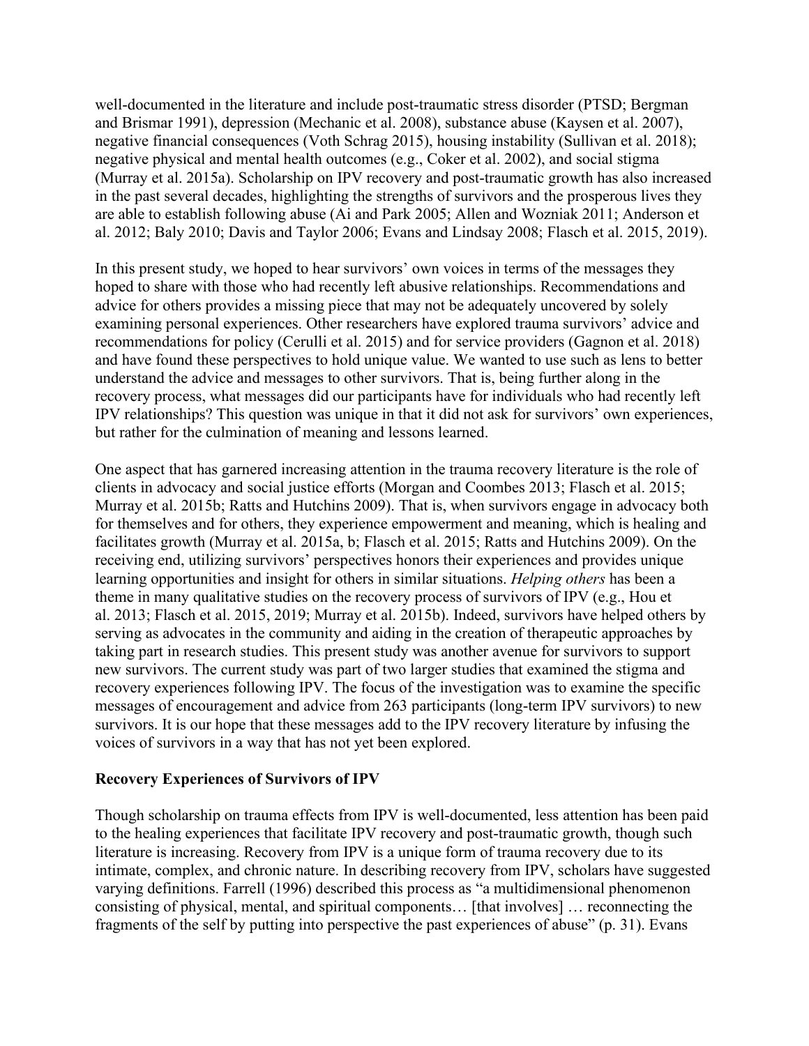well-documented in the literature and include post-traumatic stress disorder (PTSD; Bergman and Brismar 1991), depression (Mechanic et al. 2008), substance abuse (Kaysen et al. 2007), negative financial consequences (Voth Schrag 2015), housing instability (Sullivan et al. 2018); negative physical and mental health outcomes (e.g., Coker et al. 2002), and social stigma (Murray et al. 2015a). Scholarship on IPV recovery and post-traumatic growth has also increased in the past several decades, highlighting the strengths of survivors and the prosperous lives they are able to establish following abuse (Ai and Park 2005; Allen and Wozniak 2011; Anderson et al. 2012; Baly 2010; Davis and Taylor 2006; Evans and Lindsay 2008; Flasch et al. 2015, 2019).

In this present study, we hoped to hear survivors' own voices in terms of the messages they hoped to share with those who had recently left abusive relationships. Recommendations and advice for others provides a missing piece that may not be adequately uncovered by solely examining personal experiences. Other researchers have explored trauma survivors' advice and recommendations for policy (Cerulli et al. 2015) and for service providers (Gagnon et al. 2018) and have found these perspectives to hold unique value. We wanted to use such as lens to better understand the advice and messages to other survivors. That is, being further along in the recovery process, what messages did our participants have for individuals who had recently left IPV relationships? This question was unique in that it did not ask for survivors' own experiences, but rather for the culmination of meaning and lessons learned.

One aspect that has garnered increasing attention in the trauma recovery literature is the role of clients in advocacy and social justice efforts (Morgan and Coombes 2013; Flasch et al. 2015; Murray et al. 2015b; Ratts and Hutchins 2009). That is, when survivors engage in advocacy both for themselves and for others, they experience empowerment and meaning, which is healing and facilitates growth (Murray et al. 2015a, b; Flasch et al. 2015; Ratts and Hutchins 2009). On the receiving end, utilizing survivors' perspectives honors their experiences and provides unique learning opportunities and insight for others in similar situations. *Helping others* has been a theme in many qualitative studies on the recovery process of survivors of IPV (e.g., Hou et al. 2013; Flasch et al. 2015, 2019; Murray et al. 2015b). Indeed, survivors have helped others by serving as advocates in the community and aiding in the creation of therapeutic approaches by taking part in research studies. This present study was another avenue for survivors to support new survivors. The current study was part of two larger studies that examined the stigma and recovery experiences following IPV. The focus of the investigation was to examine the specific messages of encouragement and advice from 263 participants (long-term IPV survivors) to new survivors. It is our hope that these messages add to the IPV recovery literature by infusing the voices of survivors in a way that has not yet been explored.

**Recovery Experiences of Survivors of IPV**

Though scholarship on trauma effects from IPV is well-documented, less attention has been paid to the healing experiences that facilitate IPV recovery and post-traumatic growth, though such literature is increasing. Recovery from IPV is a unique form of trauma recovery due to its intimate, complex, and chronic nature. In describing recovery from IPV, scholars have suggested varying definitions. Farrell (1996) described this process as "a multidimensional phenomenon consisting of physical, mental, and spiritual components… [that involves] … reconnecting the fragments of the self by putting into perspective the past experiences of abuse" (p. 31). Evans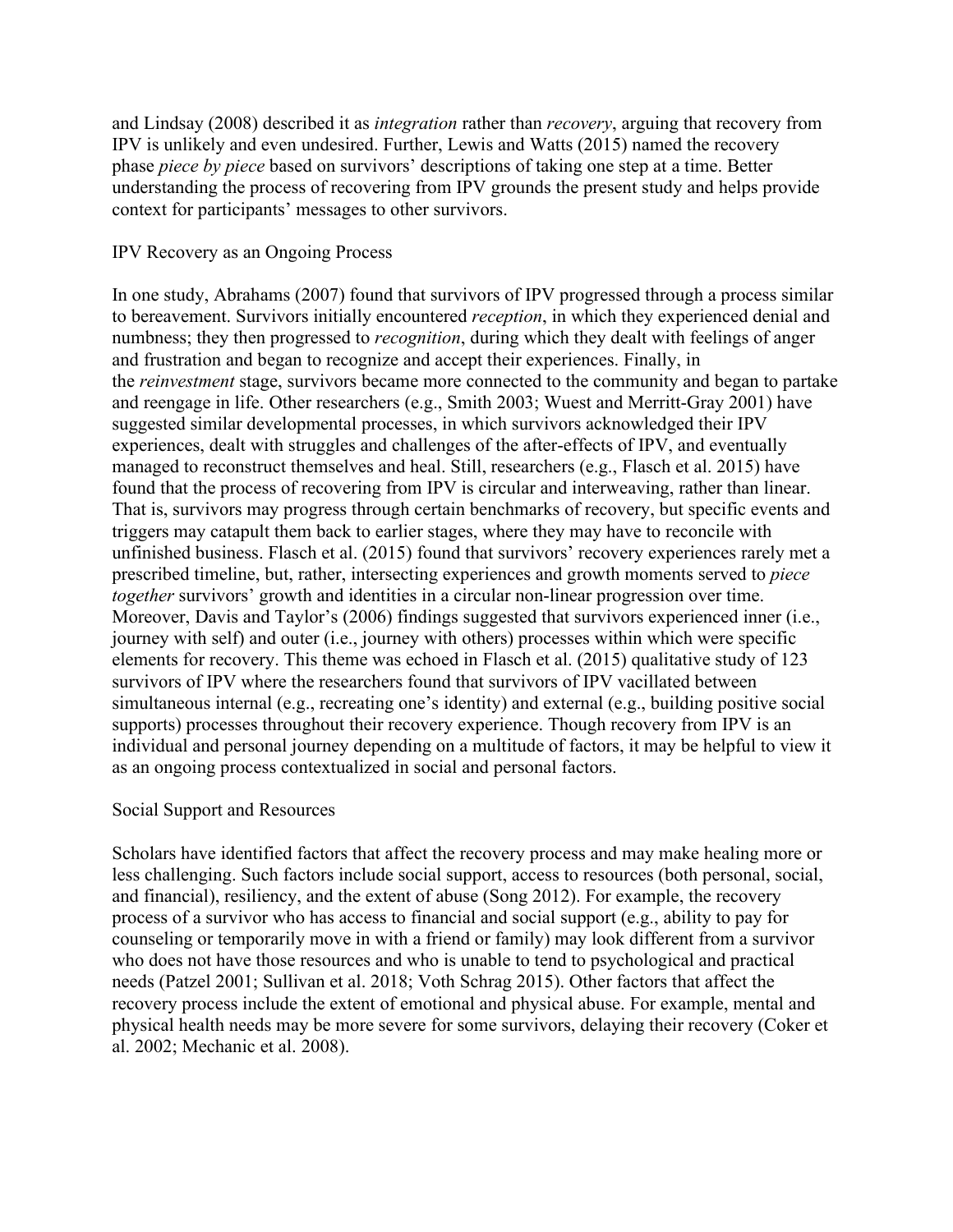and Lindsay (2008) described it as *integration* rather than *recovery*, arguing that recovery from IPV is unlikely and even undesired. Further, Lewis and Watts (2015) named the recovery phase *piece by piece* based on survivors' descriptions of taking one step at a time. Better understanding the process of recovering from IPV grounds the present study and helps provide context for participants' messages to other survivors.

## IPV Recovery as an Ongoing Process

In one study, Abrahams (2007) found that survivors of IPV progressed through a process similar to bereavement. Survivors initially encountered *reception*, in which they experienced denial and numbness; they then progressed to *recognition*, during which they dealt with feelings of anger and frustration and began to recognize and accept their experiences. Finally, in the *reinvestment* stage, survivors became more connected to the community and began to partake and reengage in life. Other researchers (e.g., Smith 2003; Wuest and Merritt-Gray 2001) have suggested similar developmental processes, in which survivors acknowledged their IPV experiences, dealt with struggles and challenges of the after-effects of IPV, and eventually managed to reconstruct themselves and heal. Still, researchers (e.g., Flasch et al. 2015) have found that the process of recovering from IPV is circular and interweaving, rather than linear. That is, survivors may progress through certain benchmarks of recovery, but specific events and triggers may catapult them back to earlier stages, where they may have to reconcile with unfinished business. Flasch et al. (2015) found that survivors' recovery experiences rarely met a prescribed timeline, but, rather, intersecting experiences and growth moments served to *piece together* survivors' growth and identities in a circular non-linear progression over time. Moreover, Davis and Taylor's (2006) findings suggested that survivors experienced inner (i.e., journey with self) and outer (i.e., journey with others) processes within which were specific elements for recovery. This theme was echoed in Flasch et al. (2015) qualitative study of 123 survivors of IPV where the researchers found that survivors of IPV vacillated between simultaneous internal (e.g., recreating one's identity) and external (e.g., building positive social supports) processes throughout their recovery experience. Though recovery from IPV is an individual and personal journey depending on a multitude of factors, it may be helpful to view it as an ongoing process contextualized in social and personal factors.

## Social Support and Resources

Scholars have identified factors that affect the recovery process and may make healing more or less challenging. Such factors include social support, access to resources (both personal, social, and financial), resiliency, and the extent of abuse (Song 2012). For example, the recovery process of a survivor who has access to financial and social support (e.g., ability to pay for counseling or temporarily move in with a friend or family) may look different from a survivor who does not have those resources and who is unable to tend to psychological and practical needs (Patzel 2001; Sullivan et al. 2018; Voth Schrag 2015). Other factors that affect the recovery process include the extent of emotional and physical abuse. For example, mental and physical health needs may be more severe for some survivors, delaying their recovery (Coker et al. 2002; Mechanic et al. 2008).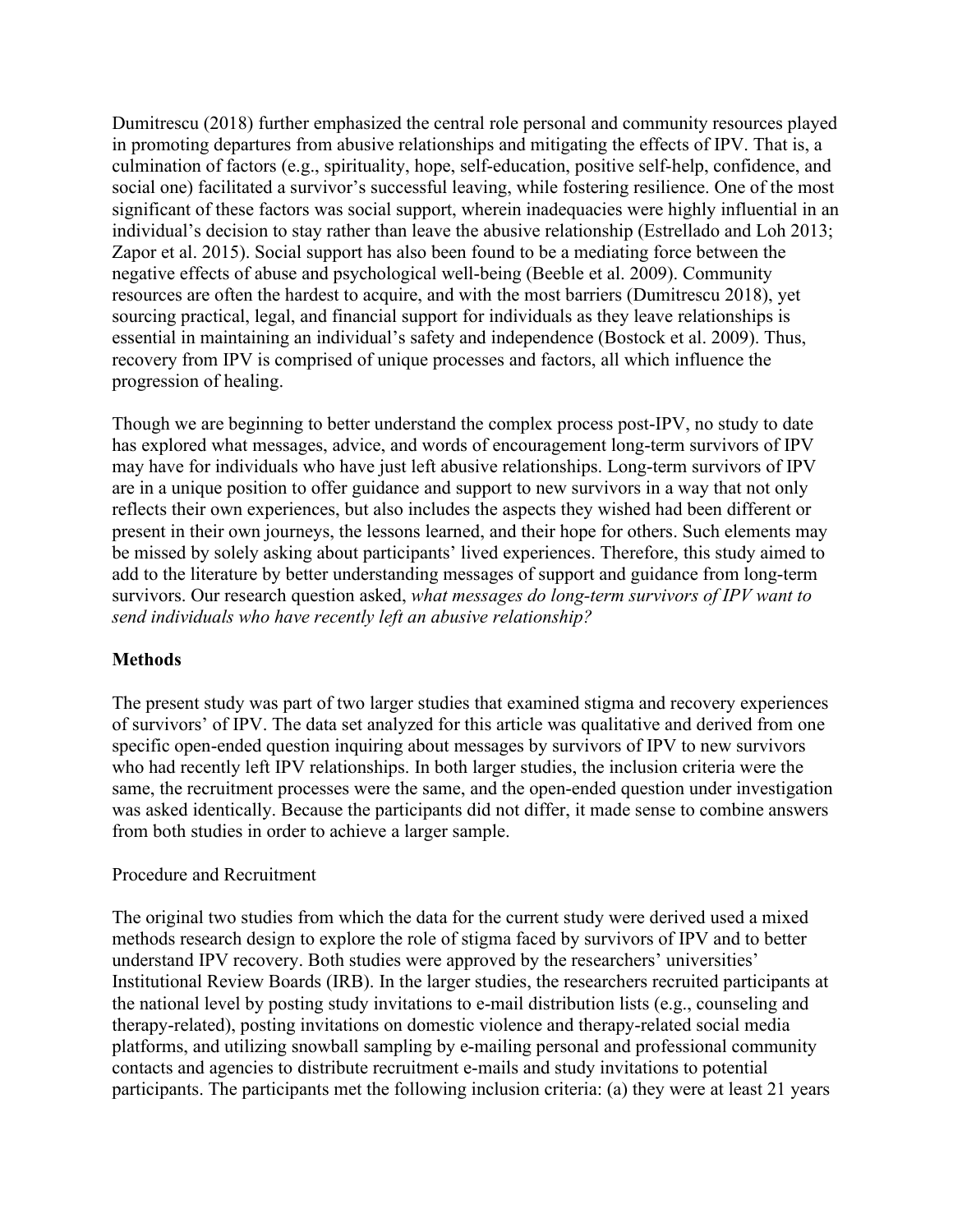Dumitrescu (2018) further emphasized the central role personal and community resources played in promoting departures from abusive relationships and mitigating the effects of IPV. That is, a culmination of factors (e.g., spirituality, hope, self-education, positive self-help, confidence, and social one) facilitated a survivor's successful leaving, while fostering resilience. One of the most significant of these factors was social support, wherein inadequacies were highly influential in an individual's decision to stay rather than leave the abusive relationship (Estrellado and Loh 2013; Zapor et al. 2015). Social support has also been found to be a mediating force between the negative effects of abuse and psychological well-being (Beeble et al. 2009). Community resources are often the hardest to acquire, and with the most barriers (Dumitrescu 2018), yet sourcing practical, legal, and financial support for individuals as they leave relationships is essential in maintaining an individual's safety and independence (Bostock et al. 2009). Thus, recovery from IPV is comprised of unique processes and factors, all which influence the progression of healing.

Though we are beginning to better understand the complex process post-IPV, no study to date has explored what messages, advice, and words of encouragement long-term survivors of IPV may have for individuals who have just left abusive relationships. Long-term survivors of IPV are in a unique position to offer guidance and support to new survivors in a way that not only reflects their own experiences, but also includes the aspects they wished had been different or present in their own journeys, the lessons learned, and their hope for others. Such elements may be missed by solely asking about participants' lived experiences. Therefore, this study aimed to add to the literature by better understanding messages of support and guidance from long-term survivors. Our research question asked, *what messages do long-term survivors of IPV want to send individuals who have recently left an abusive relationship?*

## Methods

The present study was part of two larger studies that examined stigma and recovery experiences of survivors' of IPV. The data set analyzed for this article was qualitative and derived from one specific open-ended question inquiring about messages by survivors of IPV to new survivors who had recently left IPV relationships. In both larger studies, the inclusion criteria were the same, the recruitment processes were the same, and the open-ended question under investigation was asked identically. Because the participants did not differ, it made sense to combine answers from both studies in order to achieve a larger sample.

### Procedure and Recruitment

The original two studies from which the data for the current study were derived used a mixed methods research design to explore the role of stigma faced by survivors of IPV and to better understand IPV recovery. Both studies were approved by the researchers' universities' Institutional Review Boards (IRB). In the larger studies, the researchers recruited participants at the national level by posting study invitations to e-mail distribution lists (e.g., counseling and therapy-related), posting invitations on domestic violence and therapy-related social media platforms, and utilizing snowball sampling by e-mailing personal and professional community contacts and agencies to distribute recruitment e-mails and study invitations to potential participants. The participants met the following inclusion criteria: (a) they were at least 21 years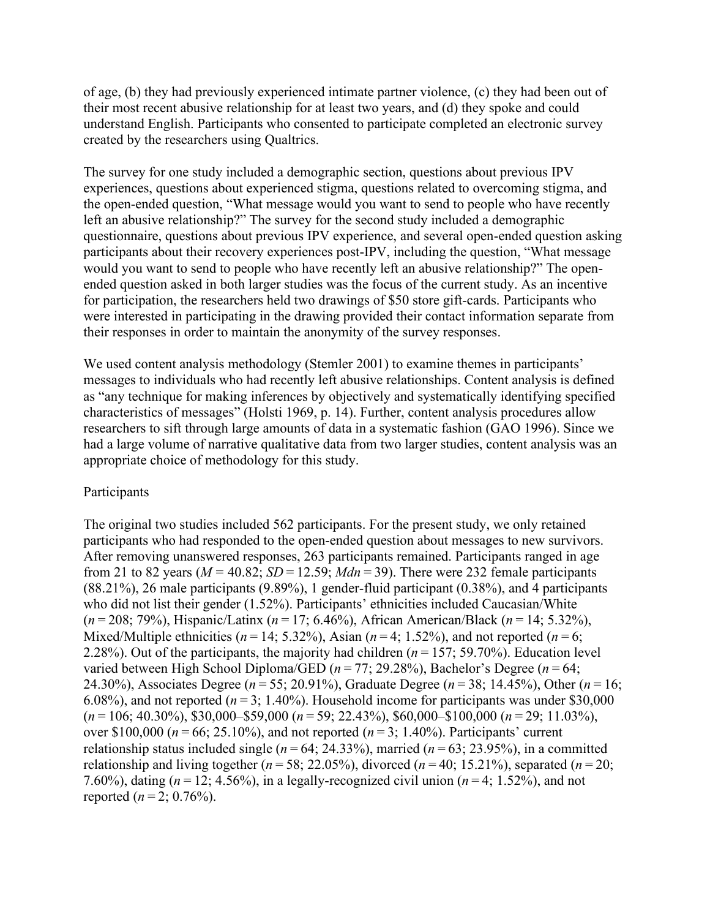of age, (b) they had previously experienced intimate partner violence, (c) they had been out of their most recent abusive relationship for at least two years, and (d) they spoke and could understand English. Participants who consented to participate completed an electronic survey created by the researchers using Qualtrics.

The survey for one study included a demographic section, questions about previous IPV experiences, questions about experienced stigma, questions related to overcoming stigma, and the open-ended question, "What message would you want to send to people who have recently left an abusive relationship?" The survey for the second study included a demographic questionnaire, questions about previous IPV experience, and several open-ended question asking participants about their recovery experiences post-IPV, including the question, "What message would you want to send to people who have recently left an abusive relationship?" The open-ended question asked in both larger studies was the focus of the current study. As an incentive for participation, the researchers held two drawings of $50 store gift-cards. Participants who were interested in participating in the drawing provided their contact information separate from their responses in order to maintain the anonymity of the survey responses.

We used content analysis methodology (Stemler 2001) to examine themes in participants' messages to individuals who had recently left abusive relationships. Content analysis is defined as "any technique for making inferences by objectively and systematically identifying specified characteristics of messages" (Holsti 1969, p. 14). Further, content analysis procedures allow researchers to sift through large amounts of data in a systematic fashion (GAO 1996). Since we had a large volume of narrative qualitative data from two larger studies, content analysis was an appropriate choice of methodology for this study.

## Participants

The original two studies included 562 participants. For the present study, we only retained participants who had responded to the open-ended question about messages to new survivors. After removing unanswered responses, 263 participants remained. Participants ranged in age from 21 to 82 years ($M = 40.82$; $SD = 12.59$; $Mdn = 39$). There were 232 female participants (88.21%), 26 male participants (9.89%), 1 gender-fluid participant (0.38%), and 4 participants who did not list their gender (1.52%). Participants' ethnicities included Caucasian/White ($n = 208$; 79%), Hispanic/Latinx ($n = 17$; 6.46%), African American/Black ($n = 14$; 5.32%), Mixed/Multiple ethnicities ($n = 14$; 5.32%), Asian ($n = 4$; 1.52%), and not reported ($n = 6$; 2.28%). Out of the participants, the majority had children ($n = 157$; 59.70%). Education level varied between High School Diploma/GED ($n = 77$; 29.28%), Bachelor's Degree ($n = 64$; 24.30%), Associates Degree ($n = 55$; 20.91%), Graduate Degree ($n = 38$; 14.45%), Other ($n = 16$; 6.08%), and not reported ($n = 3$; 1.40%). Household income for participants was under $30,000 ($n = 106$; 40.30%), $30,000–$59,000 ($n = 59$; 22.43%), $60,000–$100,000 ($n = 29$; 11.03%), over $100,000 ($n = 66$; 25.10%), and not reported ($n = 3$; 1.40%). Participants' current relationship status included single ($n = 64$; 24.33%), married ($n = 63$; 23.95%), in a committed relationship and living together ($n = 58$; 22.05%), divorced ($n = 40$; 15.21%), separated ($n = 20$; 7.60%), dating ($n = 12$; 4.56%), in a legally-recognized civil union ($n = 4$; 1.52%), and not reported ($n = 2$; 0.76%).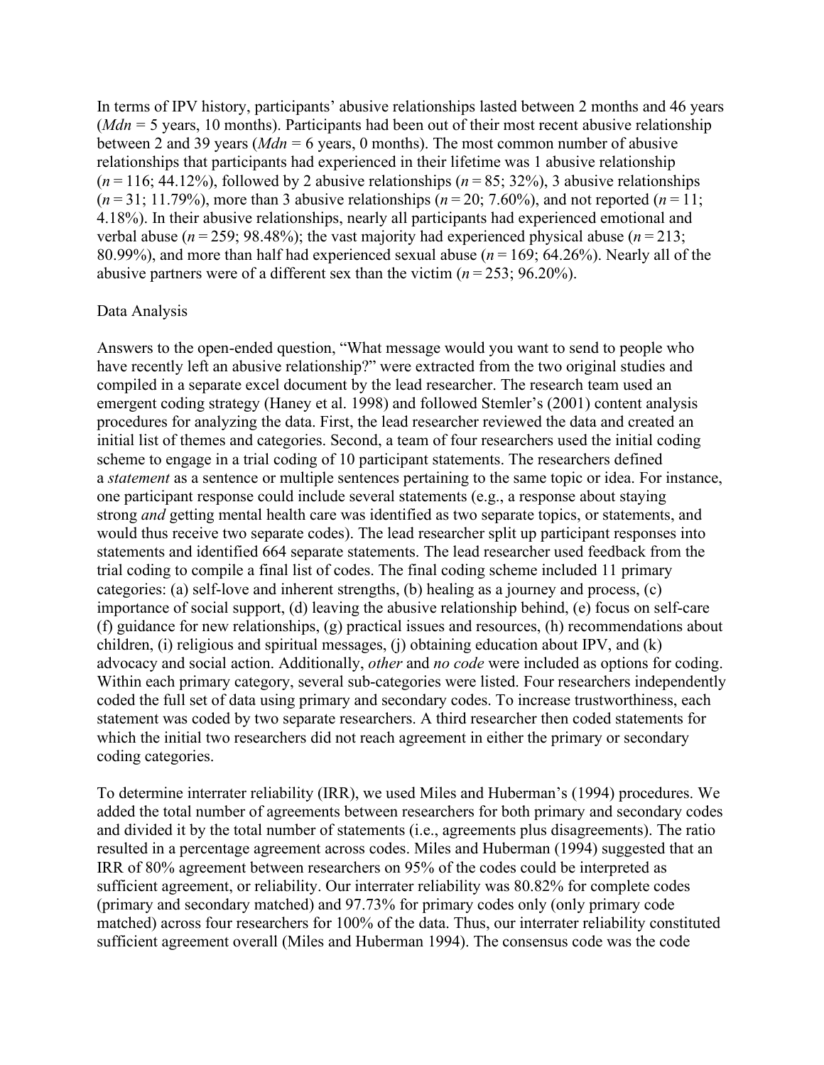In terms of IPV history, participants' abusive relationships lasted between 2 months and 46 years (*Mdn* = 5 years, 10 months). Participants had been out of their most recent abusive relationship between 2 and 39 years (*Mdn* = 6 years, 0 months). The most common number of abusive relationships that participants had experienced in their lifetime was 1 abusive relationship (*n* = 116; 44.12%), followed by 2 abusive relationships (*n* = 85; 32%), 3 abusive relationships (*n* = 31; 11.79%), more than 3 abusive relationships (*n* = 20; 7.60%), and not reported (*n* = 11; 4.18%). In their abusive relationships, nearly all participants had experienced emotional and verbal abuse (*n* = 259; 98.48%); the vast majority had experienced physical abuse (*n* = 213; 80.99%), and more than half had experienced sexual abuse (*n* = 169; 64.26%). Nearly all of the abusive partners were of a different sex than the victim (*n* = 253; 96.20%).

## Data Analysis

Answers to the open-ended question, "What message would you want to send to people who have recently left an abusive relationship?" were extracted from the two original studies and compiled in a separate excel document by the lead researcher. The research team used an emergent coding strategy (Haney et al. 1998) and followed Stemler's (2001) content analysis procedures for analyzing the data. First, the lead researcher reviewed the data and created an initial list of themes and categories. Second, a team of four researchers used the initial coding scheme to engage in a trial coding of 10 participant statements. The researchers defined a *statement* as a sentence or multiple sentences pertaining to the same topic or idea. For instance, one participant response could include several statements (e.g., a response about staying strong *and* getting mental health care was identified as two separate topics, or statements, and would thus receive two separate codes). The lead researcher split up participant responses into statements and identified 664 separate statements. The lead researcher used feedback from the trial coding to compile a final list of codes. The final coding scheme included 11 primary categories: (a) self-love and inherent strengths, (b) healing as a journey and process, (c) importance of social support, (d) leaving the abusive relationship behind, (e) focus on self-care (f) guidance for new relationships, (g) practical issues and resources, (h) recommendations about children, (i) religious and spiritual messages, (j) obtaining education about IPV, and (k) advocacy and social action. Additionally, *other* and *no code* were included as options for coding. Within each primary category, several sub-categories were listed. Four researchers independently coded the full set of data using primary and secondary codes. To increase trustworthiness, each statement was coded by two separate researchers. A third researcher then coded statements for which the initial two researchers did not reach agreement in either the primary or secondary coding categories.

To determine interrater reliability (IRR), we used Miles and Huberman's (1994) procedures. We added the total number of agreements between researchers for both primary and secondary codes and divided it by the total number of statements (i.e., agreements plus disagreements). The ratio resulted in a percentage agreement across codes. Miles and Huberman (1994) suggested that an IRR of 80% agreement between researchers on 95% of the codes could be interpreted as sufficient agreement, or reliability. Our interrater reliability was 80.82% for complete codes (primary and secondary matched) and 97.73% for primary codes only (only primary code matched) across four researchers for 100% of the data. Thus, our interrater reliability constituted sufficient agreement overall (Miles and Huberman 1994). The consensus code was the code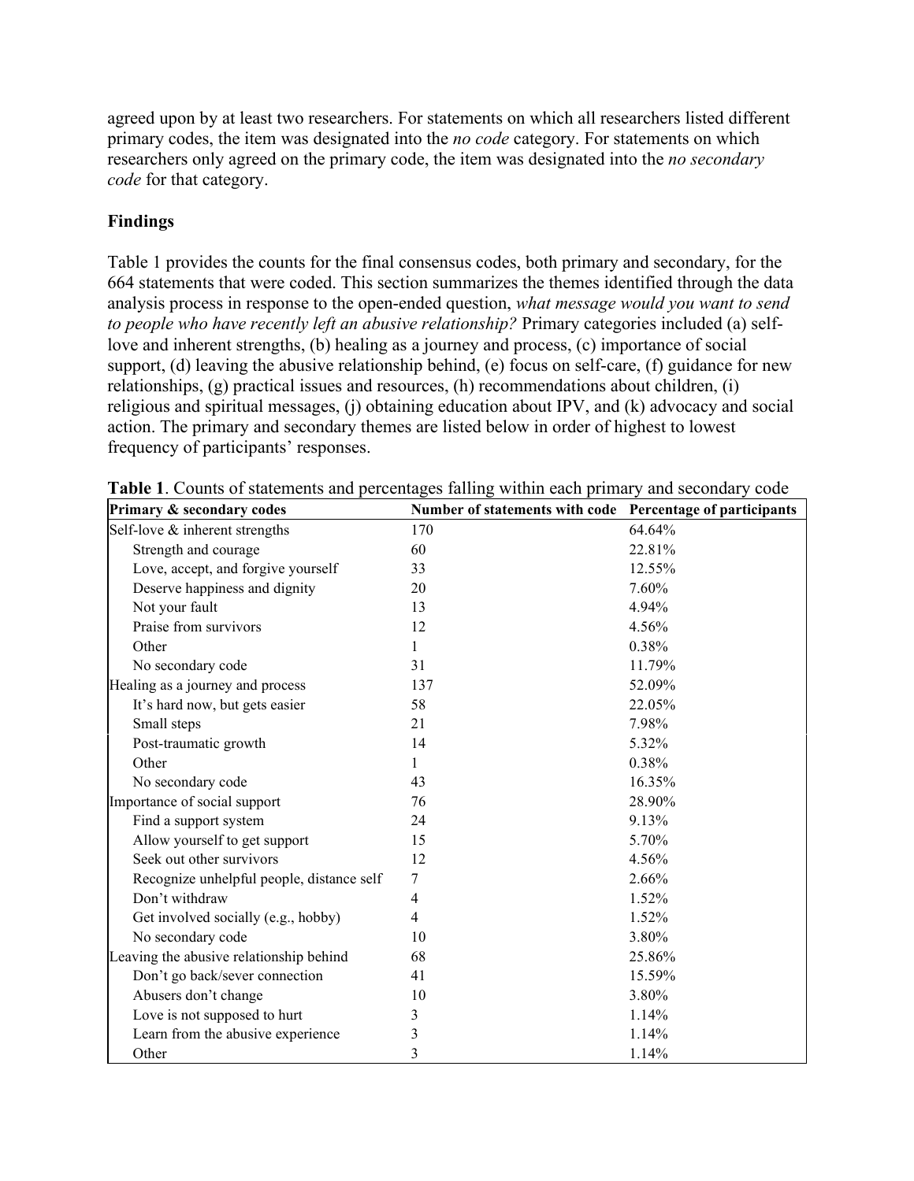agreed upon by at least two researchers. For statements on which all researchers listed different primary codes, the item was designated into the *no code* category. For statements on which researchers only agreed on the primary code, the item was designated into the *no secondary code* for that category.

**Findings**

Table 1 provides the counts for the final consensus codes, both primary and secondary, for the 664 statements that were coded. This section summarizes the themes identified through the data analysis process in response to the open-ended question, *what message would you want to send to people who have recently left an abusive relationship?* Primary categories included (a) self-love and inherent strengths, (b) healing as a journey and process, (c) importance of social support, (d) leaving the abusive relationship behind, (e) focus on self-care, (f) guidance for new relationships, (g) practical issues and resources, (h) recommendations about children, (i) religious and spiritual messages, (j) obtaining education about IPV, and (k) advocacy and social action. The primary and secondary themes are listed below in order of highest to lowest frequency of participants' responses.

**Table 1**. Counts of statements and percentages falling within each primary and secondary code

| Primary & secondary codes | Number of statements with code | Percentage of participants |
|---|---|---|
| Self-love & inherent strengths | 170 | 64.64% |
| Strength and courage | 60 | 22.81% |
| Love, accept, and forgive yourself | 33 | 12.55% |
| Deserve happiness and dignity | 20 | 7.60% |
| Not your fault | 13 | 4.94% |
| Praise from survivors | 12 | 4.56% |
| Other | 1 | 0.38% |
| No secondary code | 31 | 11.79% |
| Healing as a journey and process | 137 | 52.09% |
| It's hard now, but gets easier | 58 | 22.05% |
| Small steps | 21 | 7.98% |
| Post-traumatic growth | 14 | 5.32% |
| Other | 1 | 0.38% |
| No secondary code | 43 | 16.35% |
| Importance of social support | 76 | 28.90% |
| Find a support system | 24 | 9.13% |
| Allow yourself to get support | 15 | 5.70% |
| Seek out other survivors | 12 | 4.56% |
| Recognize unhelpful people, distance self | 7 | 2.66% |
| Don't withdraw | 4 | 1.52% |
| Get involved socially (e.g., hobby) | 4 | 1.52% |
| No secondary code | 10 | 3.80% |
| Leaving the abusive relationship behind | 68 | 25.86% |
| Don't go back/sever connection | 41 | 15.59% |
| Abusers don't change | 10 | 3.80% |
| Love is not supposed to hurt | 3 | 1.14% |
| Learn from the abusive experience | 3 | 1.14% |
| Other | 3 | 1.14% |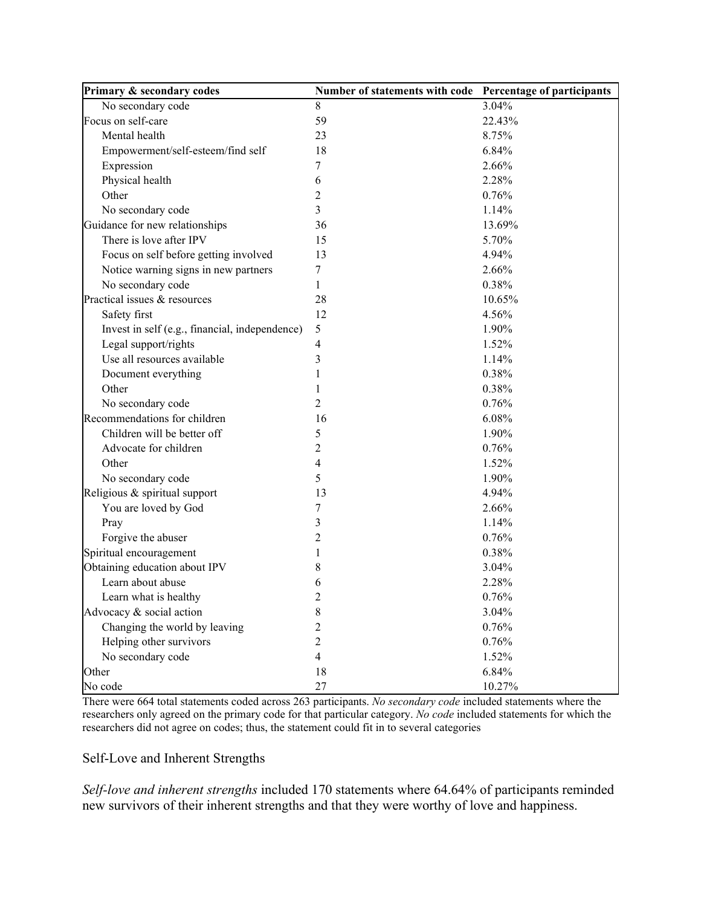| Primary & secondary codes | Number of statements with code | Percentage of participants |
|---|---|---|
| No secondary code | 8 | 3.04% |
| Focus on self-care | 59 | 22.43% |
| Mental health | 23 | 8.75% |
| Empowerment/self-esteem/find self | 18 | 6.84% |
| Expression | 7 | 2.66% |
| Physical health | 6 | 2.28% |
| Other | 2 | 0.76% |
| No secondary code | 3 | 1.14% |
| Guidance for new relationships | 36 | 13.69% |
| There is love after IPV | 15 | 5.70% |
| Focus on self before getting involved | 13 | 4.94% |
| Notice warning signs in new partners | 7 | 2.66% |
| No secondary code | 1 | 0.38% |
| Practical issues & resources | 28 | 10.65% |
| Safety first | 12 | 4.56% |
| Invest in self (e.g., financial, independence) | 5 | 1.90% |
| Legal support/rights | 4 | 1.52% |
| Use all resources available | 3 | 1.14% |
| Document everything | 1 | 0.38% |
| Other | 1 | 0.38% |
| No secondary code | 2 | 0.76% |
| Recommendations for children | 16 | 6.08% |
| Children will be better off | 5 | 1.90% |
| Advocate for children | 2 | 0.76% |
| Other | 4 | 1.52% |
| No secondary code | 5 | 1.90% |
| Religious & spiritual support | 13 | 4.94% |
| You are loved by God | 7 | 2.66% |
| Pray | 3 | 1.14% |
| Forgive the abuser | 2 | 0.76% |
| Spiritual encouragement | 1 | 0.38% |
| Obtaining education about IPV | 8 | 3.04% |
| Learn about abuse | 6 | 2.28% |
| Learn what is healthy | 2 | 0.76% |
| Advocacy & social action | 8 | 3.04% |
| Changing the world by leaving | 2 | 0.76% |
| Helping other survivors | 2 | 0.76% |
| No secondary code | 4 | 1.52% |
| Other | 18 | 6.84% |
| No code | 27 | 10.27% |

There were 664 total statements coded across 263 participants. *No secondary code* included statements where the researchers only agreed on the primary code for that particular category. *No code* included statements for which the researchers did not agree on codes; thus, the statement could fit in to several categories

## Self-Love and Inherent Strengths

*Self-love and inherent strengths* included 170 statements where 64.64% of participants reminded new survivors of their inherent strengths and that they were worthy of love and happiness.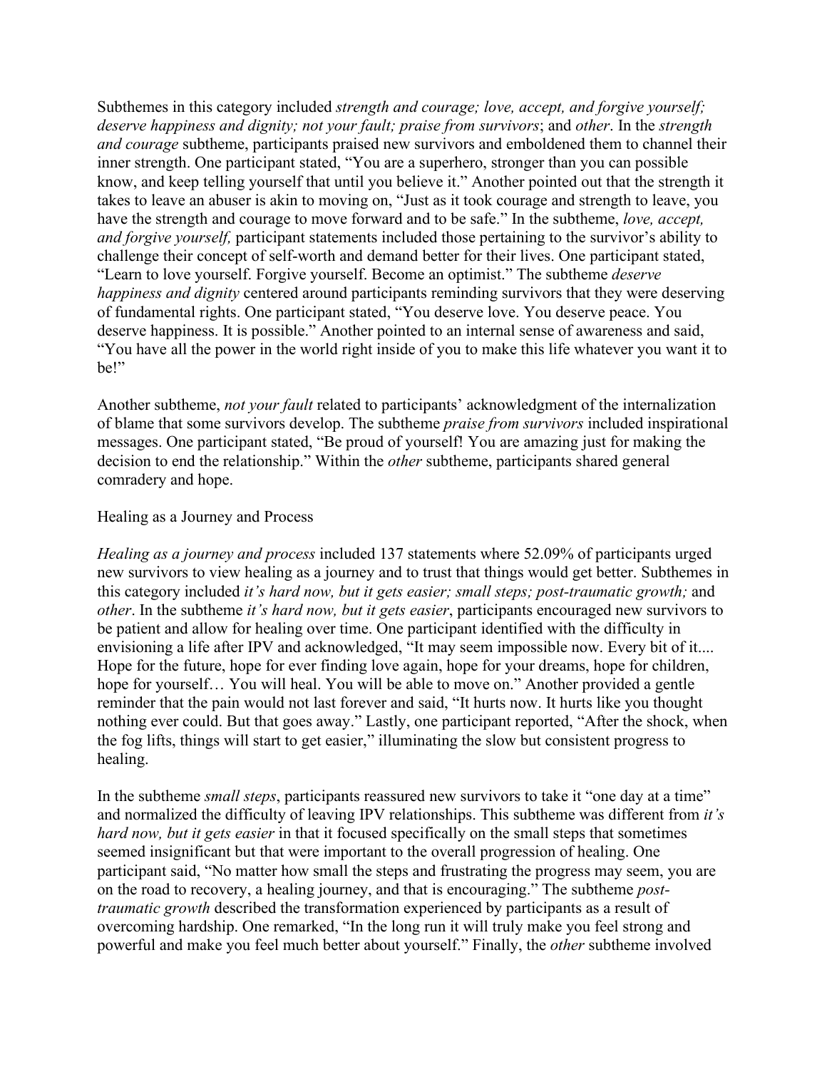Subthemes in this category included *strength and courage; love, accept, and forgive yourself; deserve happiness and dignity; not your fault; praise from survivors*; and *other*. In the *strength and courage* subtheme, participants praised new survivors and emboldened them to channel their inner strength. One participant stated, "You are a superhero, stronger than you can possible know, and keep telling yourself that until you believe it." Another pointed out that the strength it takes to leave an abuser is akin to moving on, "Just as it took courage and strength to leave, you have the strength and courage to move forward and to be safe." In the subtheme, *love, accept, and forgive yourself,* participant statements included those pertaining to the survivor's ability to challenge their concept of self-worth and demand better for their lives. One participant stated, "Learn to love yourself. Forgive yourself. Become an optimist." The subtheme *deserve happiness and dignity* centered around participants reminding survivors that they were deserving of fundamental rights. One participant stated, "You deserve love. You deserve peace. You deserve happiness. It is possible." Another pointed to an internal sense of awareness and said, "You have all the power in the world right inside of you to make this life whatever you want it to be!"

Another subtheme, *not your fault* related to participants' acknowledgment of the internalization of blame that some survivors develop. The subtheme *praise from survivors* included inspirational messages. One participant stated, "Be proud of yourself! You are amazing just for making the decision to end the relationship." Within the *other* subtheme, participants shared general comradery and hope.

## Healing as a Journey and Process

*Healing as a journey and process* included 137 statements where 52.09% of participants urged new survivors to view healing as a journey and to trust that things would get better. Subthemes in this category included *it's hard now, but it gets easier; small steps; post-traumatic growth;* and *other*. In the subtheme *it's hard now, but it gets easier*, participants encouraged new survivors to be patient and allow for healing over time. One participant identified with the difficulty in envisioning a life after IPV and acknowledged, "It may seem impossible now. Every bit of it.... Hope for the future, hope for ever finding love again, hope for your dreams, hope for children, hope for yourself… You will heal. You will be able to move on." Another provided a gentle reminder that the pain would not last forever and said, "It hurts now. It hurts like you thought nothing ever could. But that goes away." Lastly, one participant reported, "After the shock, when the fog lifts, things will start to get easier," illuminating the slow but consistent progress to healing.

In the subtheme *small steps*, participants reassured new survivors to take it "one day at a time" and normalized the difficulty of leaving IPV relationships. This subtheme was different from *it's hard now, but it gets easier* in that it focused specifically on the small steps that sometimes seemed insignificant but that were important to the overall progression of healing. One participant said, "No matter how small the steps and frustrating the progress may seem, you are on the road to recovery, a healing journey, and that is encouraging." The subtheme *post-traumatic growth* described the transformation experienced by participants as a result of overcoming hardship. One remarked, "In the long run it will truly make you feel strong and powerful and make you feel much better about yourself." Finally, the *other* subtheme involved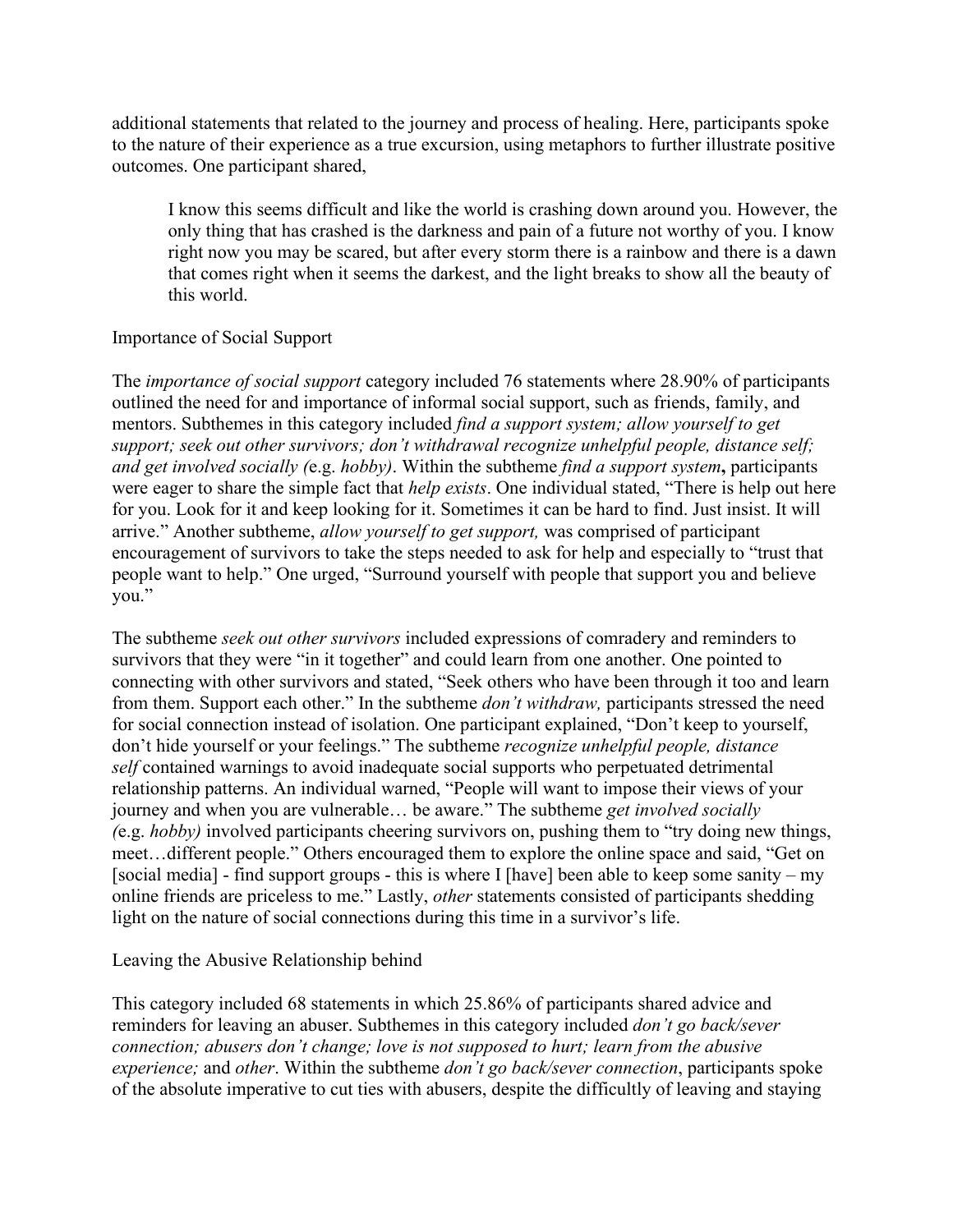additional statements that related to the journey and process of healing. Here, participants spoke to the nature of their experience as a true excursion, using metaphors to further illustrate positive outcomes. One participant shared,

> I know this seems difficult and like the world is crashing down around you. However, the only thing that has crashed is the darkness and pain of a future not worthy of you. I know right now you may be scared, but after every storm there is a rainbow and there is a dawn that comes right when it seems the darkest, and the light breaks to show all the beauty of this world.

## Importance of Social Support

The *importance of social support* category included 76 statements where 28.90% of participants outlined the need for and importance of informal social support, such as friends, family, and mentors. Subthemes in this category included *find a support system; allow yourself to get support; seek out other survivors; don't withdrawal recognize unhelpful people, distance self; and get involved socially (*e.g. *hobby)*. Within the subtheme *find a support system***,** participants were eager to share the simple fact that *help exists*. One individual stated, "There is help out here for you. Look for it and keep looking for it. Sometimes it can be hard to find. Just insist. It will arrive." Another subtheme, *allow yourself to get support,* was comprised of participant encouragement of survivors to take the steps needed to ask for help and especially to "trust that people want to help." One urged, "Surround yourself with people that support you and believe you."

The subtheme *seek out other survivors* included expressions of comradery and reminders to survivors that they were "in it together" and could learn from one another. One pointed to connecting with other survivors and stated, "Seek others who have been through it too and learn from them. Support each other." In the subtheme *don't withdraw,* participants stressed the need for social connection instead of isolation. One participant explained, "Don't keep to yourself, don't hide yourself or your feelings." The subtheme *recognize unhelpful people, distance self* contained warnings to avoid inadequate social supports who perpetuated detrimental relationship patterns. An individual warned, "People will want to impose their views of your journey and when you are vulnerable… be aware." The subtheme *get involved socially (*e.g. *hobby)* involved participants cheering survivors on, pushing them to "try doing new things, meet…different people." Others encouraged them to explore the online space and said, "Get on [social media] - find support groups - this is where I [have] been able to keep some sanity – my online friends are priceless to me." Lastly, *other* statements consisted of participants shedding light on the nature of social connections during this time in a survivor's life.

## Leaving the Abusive Relationship behind

This category included 68 statements in which 25.86% of participants shared advice and reminders for leaving an abuser. Subthemes in this category included *don't go back/sever connection; abusers don't change; love is not supposed to hurt; learn from the abusive experience;* and *other*. Within the subtheme *don't go back/sever connection*, participants spoke of the absolute imperative to cut ties with abusers, despite the difficultly of leaving and staying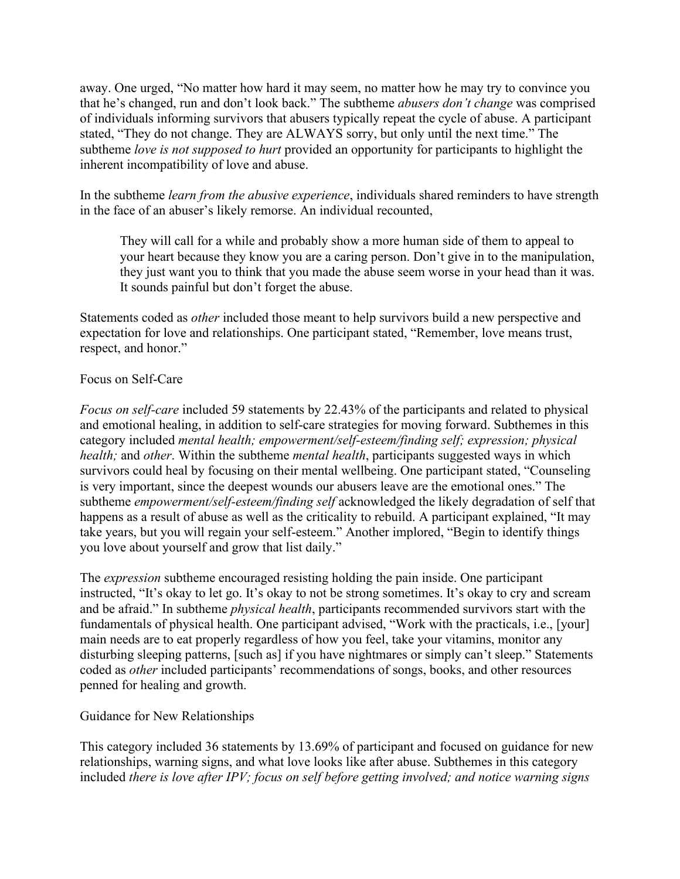away. One urged, "No matter how hard it may seem, no matter how he may try to convince you that he's changed, run and don't look back." The subtheme *abusers don't change* was comprised of individuals informing survivors that abusers typically repeat the cycle of abuse. A participant stated, "They do not change. They are ALWAYS sorry, but only until the next time." The subtheme *love is not supposed to hurt* provided an opportunity for participants to highlight the inherent incompatibility of love and abuse.

In the subtheme *learn from the abusive experience*, individuals shared reminders to have strength in the face of an abuser's likely remorse. An individual recounted,

> They will call for a while and probably show a more human side of them to appeal to your heart because they know you are a caring person. Don't give in to the manipulation, they just want you to think that you made the abuse seem worse in your head than it was. It sounds painful but don't forget the abuse.

Statements coded as *other* included those meant to help survivors build a new perspective and expectation for love and relationships. One participant stated, "Remember, love means trust, respect, and honor."

### Focus on Self-Care

*Focus on self-care* included 59 statements by 22.43% of the participants and related to physical and emotional healing, in addition to self-care strategies for moving forward. Subthemes in this category included *mental health; empowerment/self-esteem/finding self; expression; physical health;* and *other*. Within the subtheme *mental health*, participants suggested ways in which survivors could heal by focusing on their mental wellbeing. One participant stated, "Counseling is very important, since the deepest wounds our abusers leave are the emotional ones." The subtheme *empowerment/self-esteem/finding self* acknowledged the likely degradation of self that happens as a result of abuse as well as the criticality to rebuild. A participant explained, "It may take years, but you will regain your self-esteem." Another implored, "Begin to identify things you love about yourself and grow that list daily."

The *expression* subtheme encouraged resisting holding the pain inside. One participant instructed, "It's okay to let go. It's okay to not be strong sometimes. It's okay to cry and scream and be afraid." In subtheme *physical health*, participants recommended survivors start with the fundamentals of physical health. One participant advised, "Work with the practicals, i.e., [your] main needs are to eat properly regardless of how you feel, take your vitamins, monitor any disturbing sleeping patterns, [such as] if you have nightmares or simply can't sleep." Statements coded as *other* included participants' recommendations of songs, books, and other resources penned for healing and growth.

### Guidance for New Relationships

This category included 36 statements by 13.69% of participant and focused on guidance for new relationships, warning signs, and what love looks like after abuse. Subthemes in this category included *there is love after IPV; focus on self before getting involved; and notice warning signs*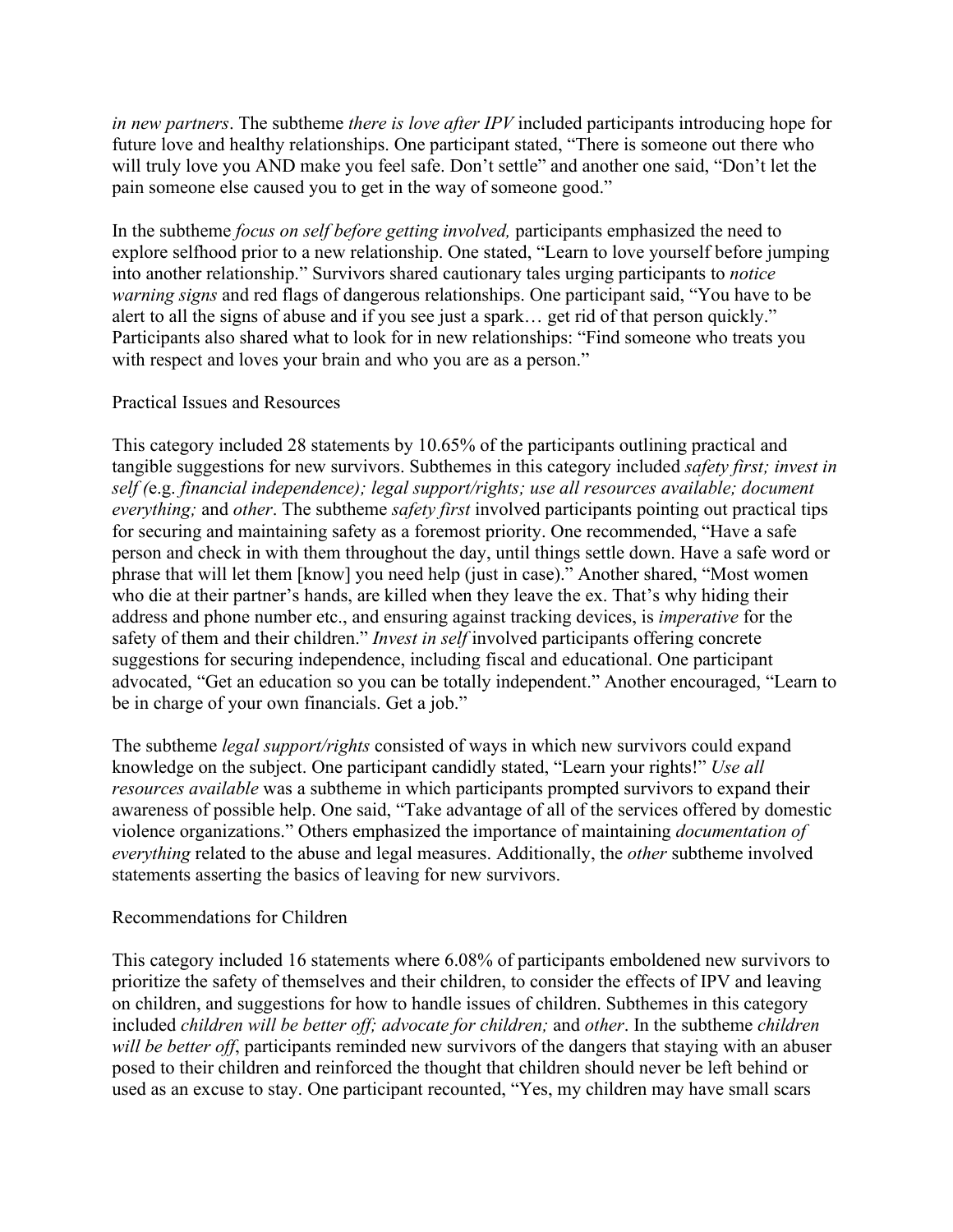*in new partners*. The subtheme *there is love after IPV* included participants introducing hope for future love and healthy relationships. One participant stated, "There is someone out there who will truly love you AND make you feel safe. Don't settle" and another one said, "Don't let the pain someone else caused you to get in the way of someone good."

In the subtheme *focus on self before getting involved,* participants emphasized the need to explore selfhood prior to a new relationship. One stated, "Learn to love yourself before jumping into another relationship." Survivors shared cautionary tales urging participants to *notice warning signs* and red flags of dangerous relationships. One participant said, "You have to be alert to all the signs of abuse and if you see just a spark… get rid of that person quickly." Participants also shared what to look for in new relationships: "Find someone who treats you with respect and loves your brain and who you are as a person."

### Practical Issues and Resources

This category included 28 statements by 10.65% of the participants outlining practical and tangible suggestions for new survivors. Subthemes in this category included *safety first; invest in self (*e.g. *financial independence); legal support/rights; use all resources available; document everything;* and *other*. The subtheme *safety first* involved participants pointing out practical tips for securing and maintaining safety as a foremost priority. One recommended, "Have a safe person and check in with them throughout the day, until things settle down. Have a safe word or phrase that will let them [know] you need help (just in case)." Another shared, "Most women who die at their partner's hands, are killed when they leave the ex. That's why hiding their address and phone number etc., and ensuring against tracking devices, is *imperative* for the safety of them and their children." *Invest in self* involved participants offering concrete suggestions for securing independence, including fiscal and educational. One participant advocated, "Get an education so you can be totally independent." Another encouraged, "Learn to be in charge of your own financials. Get a job."

The subtheme *legal support/rights* consisted of ways in which new survivors could expand knowledge on the subject. One participant candidly stated, "Learn your rights!" *Use all resources available* was a subtheme in which participants prompted survivors to expand their awareness of possible help. One said, "Take advantage of all of the services offered by domestic violence organizations." Others emphasized the importance of maintaining *documentation of everything* related to the abuse and legal measures. Additionally, the *other* subtheme involved statements asserting the basics of leaving for new survivors.

### Recommendations for Children

This category included 16 statements where 6.08% of participants emboldened new survivors to prioritize the safety of themselves and their children, to consider the effects of IPV and leaving on children, and suggestions for how to handle issues of children. Subthemes in this category included *children will be better off; advocate for children;* and *other*. In the subtheme *children will be better off*, participants reminded new survivors of the dangers that staying with an abuser posed to their children and reinforced the thought that children should never be left behind or used as an excuse to stay. One participant recounted, "Yes, my children may have small scars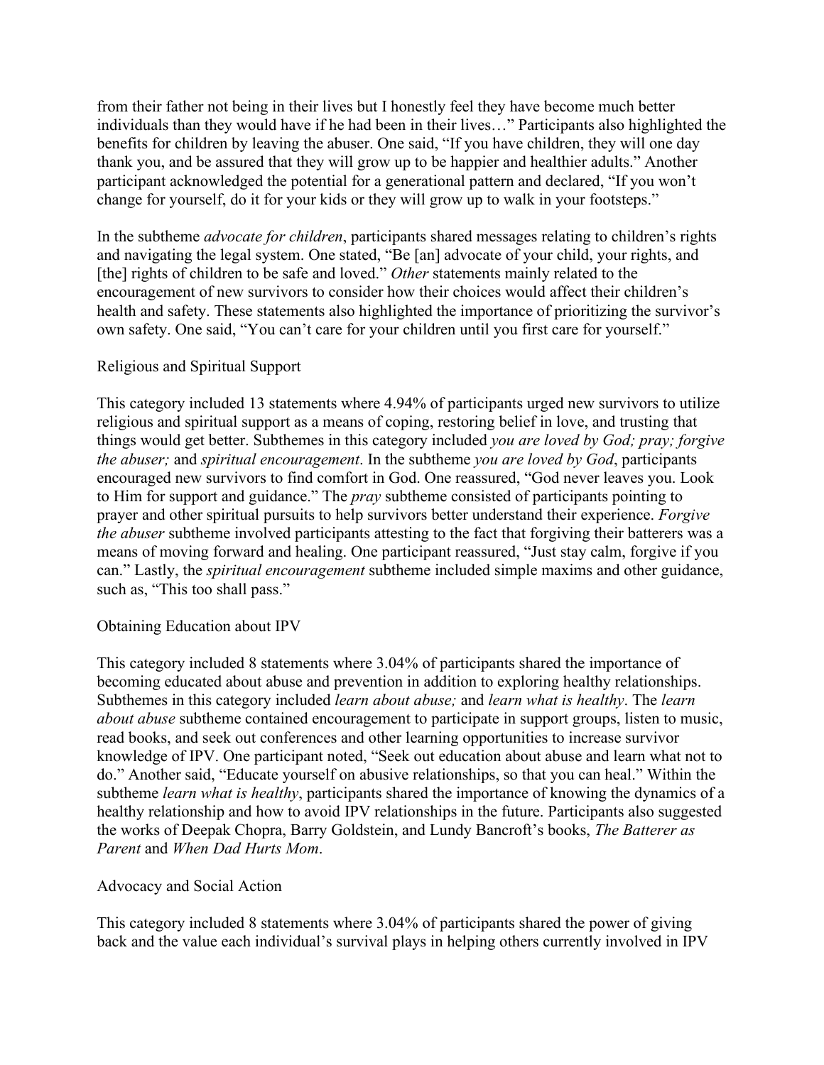from their father not being in their lives but I honestly feel they have become much better individuals than they would have if he had been in their lives…" Participants also highlighted the benefits for children by leaving the abuser. One said, "If you have children, they will one day thank you, and be assured that they will grow up to be happier and healthier adults." Another participant acknowledged the potential for a generational pattern and declared, "If you won't change for yourself, do it for your kids or they will grow up to walk in your footsteps."

In the subtheme *advocate for children*, participants shared messages relating to children's rights and navigating the legal system. One stated, "Be [an] advocate of your child, your rights, and [the] rights of children to be safe and loved." *Other* statements mainly related to the encouragement of new survivors to consider how their choices would affect their children's health and safety. These statements also highlighted the importance of prioritizing the survivor's own safety. One said, "You can't care for your children until you first care for yourself."

## Religious and Spiritual Support

This category included 13 statements where 4.94% of participants urged new survivors to utilize religious and spiritual support as a means of coping, restoring belief in love, and trusting that things would get better. Subthemes in this category included *you are loved by God; pray; forgive the abuser;* and *spiritual encouragement*. In the subtheme *you are loved by God*, participants encouraged new survivors to find comfort in God. One reassured, "God never leaves you. Look to Him for support and guidance." The *pray* subtheme consisted of participants pointing to prayer and other spiritual pursuits to help survivors better understand their experience. *Forgive the abuser* subtheme involved participants attesting to the fact that forgiving their batterers was a means of moving forward and healing. One participant reassured, "Just stay calm, forgive if you can." Lastly, the *spiritual encouragement* subtheme included simple maxims and other guidance, such as, "This too shall pass."

## Obtaining Education about IPV

This category included 8 statements where 3.04% of participants shared the importance of becoming educated about abuse and prevention in addition to exploring healthy relationships. Subthemes in this category included *learn about abuse;* and *learn what is healthy*. The *learn about abuse* subtheme contained encouragement to participate in support groups, listen to music, read books, and seek out conferences and other learning opportunities to increase survivor knowledge of IPV. One participant noted, "Seek out education about abuse and learn what not to do." Another said, "Educate yourself on abusive relationships, so that you can heal." Within the subtheme *learn what is healthy*, participants shared the importance of knowing the dynamics of a healthy relationship and how to avoid IPV relationships in the future. Participants also suggested the works of Deepak Chopra, Barry Goldstein, and Lundy Bancroft's books, *The Batterer as Parent* and *When Dad Hurts Mom*.

## Advocacy and Social Action

This category included 8 statements where 3.04% of participants shared the power of giving back and the value each individual's survival plays in helping others currently involved in IPV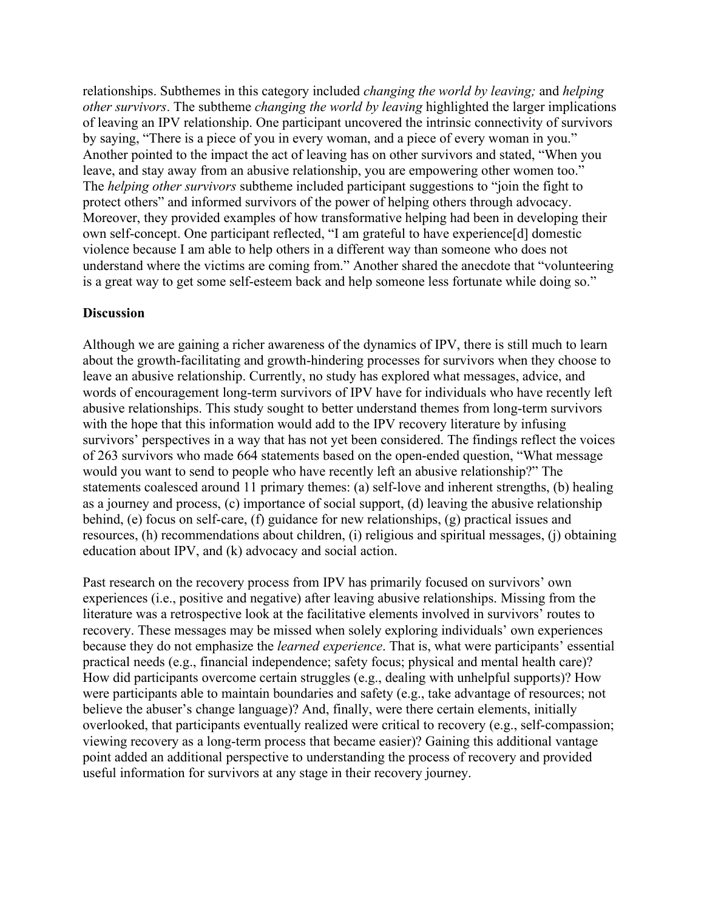relationships. Subthemes in this category included *changing the world by leaving;* and *helping other survivors*. The subtheme *changing the world by leaving* highlighted the larger implications of leaving an IPV relationship. One participant uncovered the intrinsic connectivity of survivors by saying, "There is a piece of you in every woman, and a piece of every woman in you." Another pointed to the impact the act of leaving has on other survivors and stated, "When you leave, and stay away from an abusive relationship, you are empowering other women too." The *helping other survivors* subtheme included participant suggestions to "join the fight to protect others" and informed survivors of the power of helping others through advocacy. Moreover, they provided examples of how transformative helping had been in developing their own self-concept. One participant reflected, "I am grateful to have experience[d] domestic violence because I am able to help others in a different way than someone who does not understand where the victims are coming from." Another shared the anecdote that "volunteering is a great way to get some self-esteem back and help someone less fortunate while doing so."

## Discussion

Although we are gaining a richer awareness of the dynamics of IPV, there is still much to learn about the growth-facilitating and growth-hindering processes for survivors when they choose to leave an abusive relationship. Currently, no study has explored what messages, advice, and words of encouragement long-term survivors of IPV have for individuals who have recently left abusive relationships. This study sought to better understand themes from long-term survivors with the hope that this information would add to the IPV recovery literature by infusing survivors' perspectives in a way that has not yet been considered. The findings reflect the voices of 263 survivors who made 664 statements based on the open-ended question, "What message would you want to send to people who have recently left an abusive relationship?" The statements coalesced around 11 primary themes: (a) self-love and inherent strengths, (b) healing as a journey and process, (c) importance of social support, (d) leaving the abusive relationship behind, (e) focus on self-care, (f) guidance for new relationships, (g) practical issues and resources, (h) recommendations about children, (i) religious and spiritual messages, (j) obtaining education about IPV, and (k) advocacy and social action.

Past research on the recovery process from IPV has primarily focused on survivors' own experiences (i.e., positive and negative) after leaving abusive relationships. Missing from the literature was a retrospective look at the facilitative elements involved in survivors' routes to recovery. These messages may be missed when solely exploring individuals' own experiences because they do not emphasize the *learned experience*. That is, what were participants' essential practical needs (e.g., financial independence; safety focus; physical and mental health care)? How did participants overcome certain struggles (e.g., dealing with unhelpful supports)? How were participants able to maintain boundaries and safety (e.g., take advantage of resources; not believe the abuser's change language)? And, finally, were there certain elements, initially overlooked, that participants eventually realized were critical to recovery (e.g., self-compassion; viewing recovery as a long-term process that became easier)? Gaining this additional vantage point added an additional perspective to understanding the process of recovery and provided useful information for survivors at any stage in their recovery journey.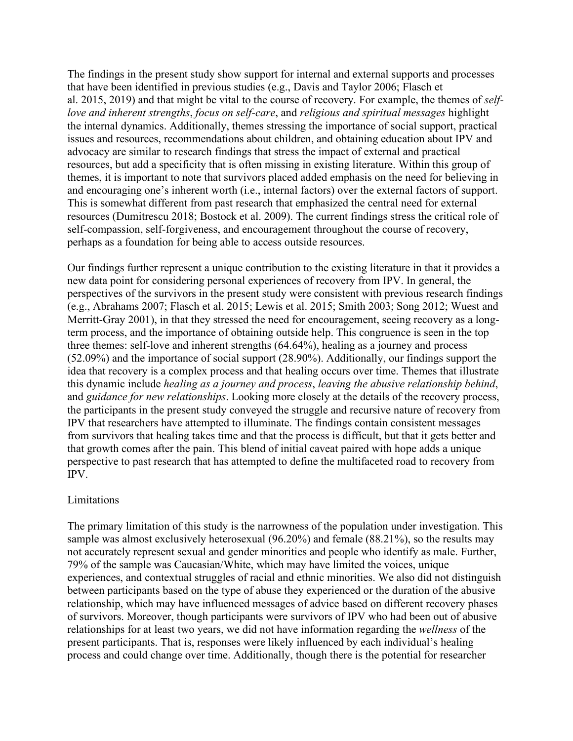The findings in the present study show support for internal and external supports and processes that have been identified in previous studies (e.g., Davis and Taylor 2006; Flasch et al. 2015, 2019) and that might be vital to the course of recovery. For example, the themes of *self-love and inherent strengths*, *focus on self-care*, and *religious and spiritual messages* highlight the internal dynamics. Additionally, themes stressing the importance of social support, practical issues and resources, recommendations about children, and obtaining education about IPV and advocacy are similar to research findings that stress the impact of external and practical resources, but add a specificity that is often missing in existing literature. Within this group of themes, it is important to note that survivors placed added emphasis on the need for believing in and encouraging one's inherent worth (i.e., internal factors) over the external factors of support. This is somewhat different from past research that emphasized the central need for external resources (Dumitrescu 2018; Bostock et al. 2009). The current findings stress the critical role of self-compassion, self-forgiveness, and encouragement throughout the course of recovery, perhaps as a foundation for being able to access outside resources.

Our findings further represent a unique contribution to the existing literature in that it provides a new data point for considering personal experiences of recovery from IPV. In general, the perspectives of the survivors in the present study were consistent with previous research findings (e.g., Abrahams 2007; Flasch et al. 2015; Lewis et al. 2015; Smith 2003; Song 2012; Wuest and Merritt-Gray 2001), in that they stressed the need for encouragement, seeing recovery as a long-term process, and the importance of obtaining outside help. This congruence is seen in the top three themes: self-love and inherent strengths (64.64%), healing as a journey and process (52.09%) and the importance of social support (28.90%). Additionally, our findings support the idea that recovery is a complex process and that healing occurs over time. Themes that illustrate this dynamic include *healing as a journey and process*, *leaving the abusive relationship behind*, and *guidance for new relationships*. Looking more closely at the details of the recovery process, the participants in the present study conveyed the struggle and recursive nature of recovery from IPV that researchers have attempted to illuminate. The findings contain consistent messages from survivors that healing takes time and that the process is difficult, but that it gets better and that growth comes after the pain. This blend of initial caveat paired with hope adds a unique perspective to past research that has attempted to define the multifaceted road to recovery from IPV.

## Limitations

The primary limitation of this study is the narrowness of the population under investigation. This sample was almost exclusively heterosexual (96.20%) and female (88.21%), so the results may not accurately represent sexual and gender minorities and people who identify as male. Further, 79% of the sample was Caucasian/White, which may have limited the voices, unique experiences, and contextual struggles of racial and ethnic minorities. We also did not distinguish between participants based on the type of abuse they experienced or the duration of the abusive relationship, which may have influenced messages of advice based on different recovery phases of survivors. Moreover, though participants were survivors of IPV who had been out of abusive relationships for at least two years, we did not have information regarding the *wellness* of the present participants. That is, responses were likely influenced by each individual's healing process and could change over time. Additionally, though there is the potential for researcher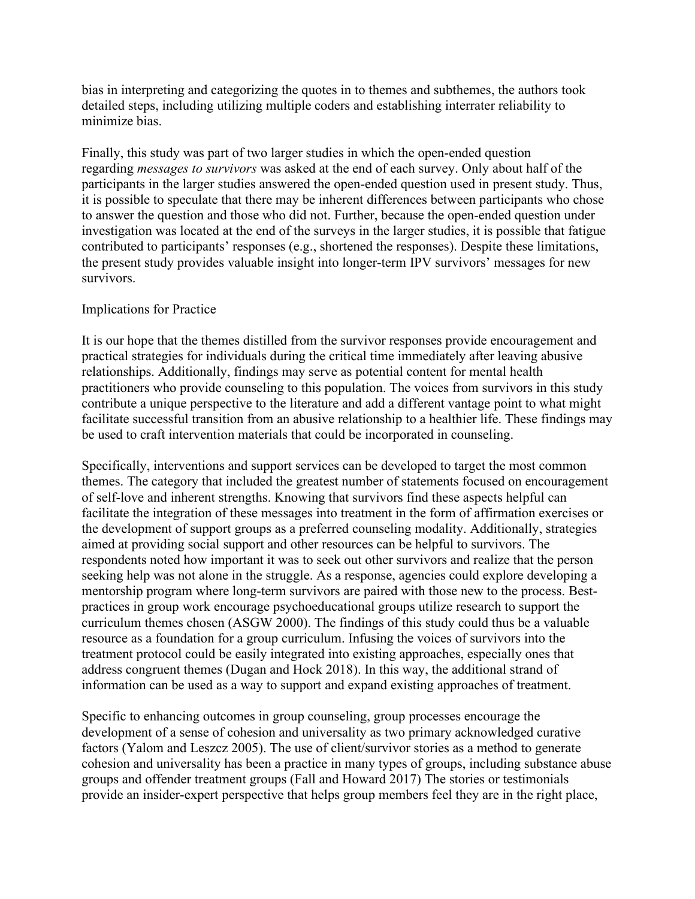bias in interpreting and categorizing the quotes in to themes and subthemes, the authors took detailed steps, including utilizing multiple coders and establishing interrater reliability to minimize bias.

Finally, this study was part of two larger studies in which the open-ended question regarding *messages to survivors* was asked at the end of each survey. Only about half of the participants in the larger studies answered the open-ended question used in present study. Thus, it is possible to speculate that there may be inherent differences between participants who chose to answer the question and those who did not. Further, because the open-ended question under investigation was located at the end of the surveys in the larger studies, it is possible that fatigue contributed to participants' responses (e.g., shortened the responses). Despite these limitations, the present study provides valuable insight into longer-term IPV survivors' messages for new survivors.

## Implications for Practice

It is our hope that the themes distilled from the survivor responses provide encouragement and practical strategies for individuals during the critical time immediately after leaving abusive relationships. Additionally, findings may serve as potential content for mental health practitioners who provide counseling to this population. The voices from survivors in this study contribute a unique perspective to the literature and add a different vantage point to what might facilitate successful transition from an abusive relationship to a healthier life. These findings may be used to craft intervention materials that could be incorporated in counseling.

Specifically, interventions and support services can be developed to target the most common themes. The category that included the greatest number of statements focused on encouragement of self-love and inherent strengths. Knowing that survivors find these aspects helpful can facilitate the integration of these messages into treatment in the form of affirmation exercises or the development of support groups as a preferred counseling modality. Additionally, strategies aimed at providing social support and other resources can be helpful to survivors. The respondents noted how important it was to seek out other survivors and realize that the person seeking help was not alone in the struggle. As a response, agencies could explore developing a mentorship program where long-term survivors are paired with those new to the process. Best-practices in group work encourage psychoeducational groups utilize research to support the curriculum themes chosen (ASGW 2000). The findings of this study could thus be a valuable resource as a foundation for a group curriculum. Infusing the voices of survivors into the treatment protocol could be easily integrated into existing approaches, especially ones that address congruent themes (Dugan and Hock 2018). In this way, the additional strand of information can be used as a way to support and expand existing approaches of treatment.

Specific to enhancing outcomes in group counseling, group processes encourage the development of a sense of cohesion and universality as two primary acknowledged curative factors (Yalom and Leszcz 2005). The use of client/survivor stories as a method to generate cohesion and universality has been a practice in many types of groups, including substance abuse groups and offender treatment groups (Fall and Howard 2017) The stories or testimonials provide an insider-expert perspective that helps group members feel they are in the right place,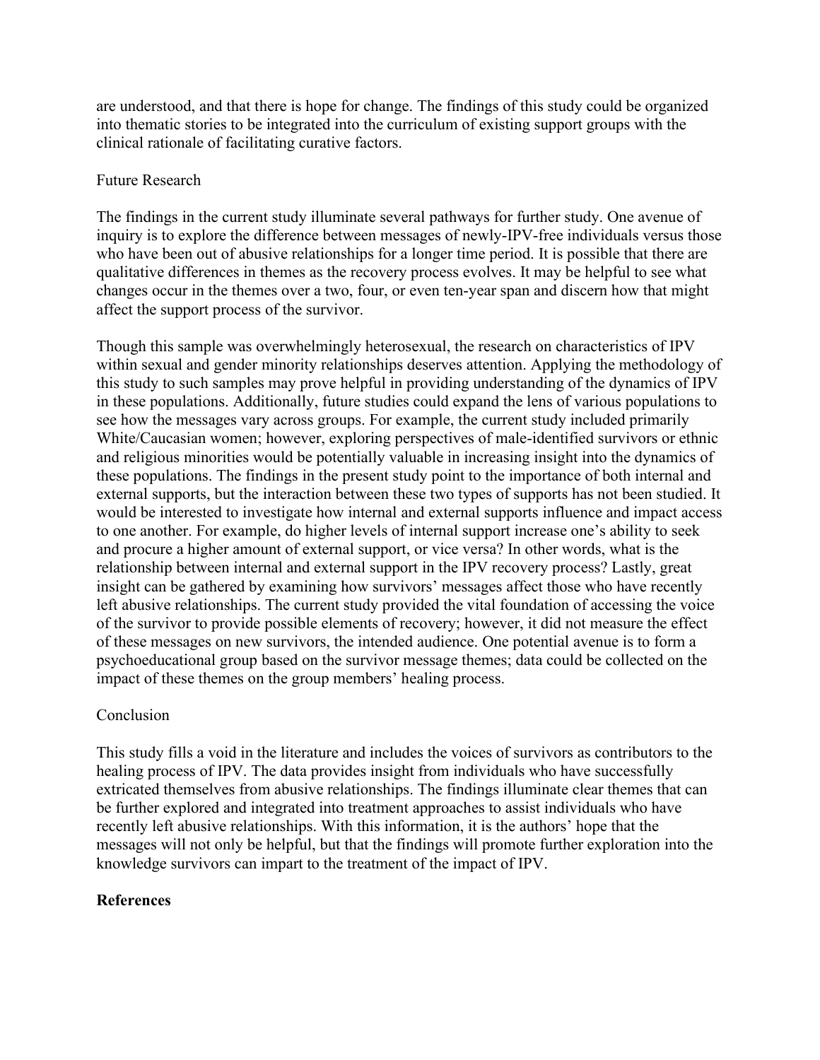are understood, and that there is hope for change. The findings of this study could be organized into thematic stories to be integrated into the curriculum of existing support groups with the clinical rationale of facilitating curative factors.

## Future Research

The findings in the current study illuminate several pathways for further study. One avenue of inquiry is to explore the difference between messages of newly-IPV-free individuals versus those who have been out of abusive relationships for a longer time period. It is possible that there are qualitative differences in themes as the recovery process evolves. It may be helpful to see what changes occur in the themes over a two, four, or even ten-year span and discern how that might affect the support process of the survivor.

Though this sample was overwhelmingly heterosexual, the research on characteristics of IPV within sexual and gender minority relationships deserves attention. Applying the methodology of this study to such samples may prove helpful in providing understanding of the dynamics of IPV in these populations. Additionally, future studies could expand the lens of various populations to see how the messages vary across groups. For example, the current study included primarily White/Caucasian women; however, exploring perspectives of male-identified survivors or ethnic and religious minorities would be potentially valuable in increasing insight into the dynamics of these populations. The findings in the present study point to the importance of both internal and external supports, but the interaction between these two types of supports has not been studied. It would be interested to investigate how internal and external supports influence and impact access to one another. For example, do higher levels of internal support increase one's ability to seek and procure a higher amount of external support, or vice versa? In other words, what is the relationship between internal and external support in the IPV recovery process? Lastly, great insight can be gathered by examining how survivors' messages affect those who have recently left abusive relationships. The current study provided the vital foundation of accessing the voice of the survivor to provide possible elements of recovery; however, it did not measure the effect of these messages on new survivors, the intended audience. One potential avenue is to form a psychoeducational group based on the survivor message themes; data could be collected on the impact of these themes on the group members' healing process.

## Conclusion

This study fills a void in the literature and includes the voices of survivors as contributors to the healing process of IPV. The data provides insight from individuals who have successfully extricated themselves from abusive relationships. The findings illuminate clear themes that can be further explored and integrated into treatment approaches to assist individuals who have recently left abusive relationships. With this information, it is the authors' hope that the messages will not only be helpful, but that the findings will promote further exploration into the knowledge survivors can impart to the treatment of the impact of IPV.

## References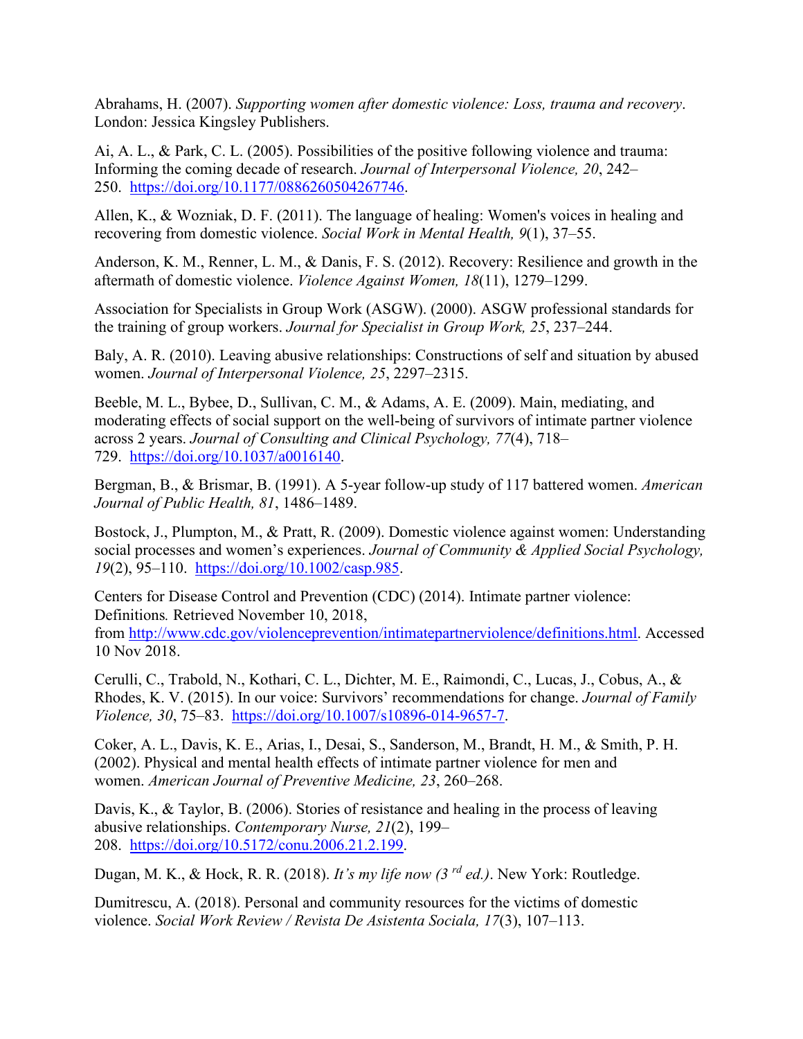Abrahams, H. (2007). *Supporting women after domestic violence: Loss, trauma and recovery*. London: Jessica Kingsley Publishers.

Ai, A. L., & Park, C. L. (2005). Possibilities of the positive following violence and trauma: Informing the coming decade of research. *Journal of Interpersonal Violence, 20*, 242–250. https://doi.org/10.1177/0886260504267746.

Allen, K., & Wozniak, D. F. (2011). The language of healing: Women's voices in healing and recovering from domestic violence. *Social Work in Mental Health, 9*(1), 37–55.

Anderson, K. M., Renner, L. M., & Danis, F. S. (2012). Recovery: Resilience and growth in the aftermath of domestic violence. *Violence Against Women, 18*(11), 1279–1299.

Association for Specialists in Group Work (ASGW). (2000). ASGW professional standards for the training of group workers. *Journal for Specialist in Group Work, 25*, 237–244.

Baly, A. R. (2010). Leaving abusive relationships: Constructions of self and situation by abused women. *Journal of Interpersonal Violence, 25*, 2297–2315.

Beeble, M. L., Bybee, D., Sullivan, C. M., & Adams, A. E. (2009). Main, mediating, and moderating effects of social support on the well-being of survivors of intimate partner violence across 2 years. *Journal of Consulting and Clinical Psychology, 77*(4), 718–729. https://doi.org/10.1037/a0016140.

Bergman, B., & Brismar, B. (1991). A 5-year follow-up study of 117 battered women. *American Journal of Public Health, 81*, 1486–1489.

Bostock, J., Plumpton, M., & Pratt, R. (2009). Domestic violence against women: Understanding social processes and women's experiences. *Journal of Community & Applied Social Psychology, 19*(2), 95–110. https://doi.org/10.1002/casp.985.

Centers for Disease Control and Prevention (CDC) (2014). Intimate partner violence: Definitions*.* Retrieved November 10, 2018, from http://www.cdc.gov/violenceprevention/intimatepartnerviolence/definitions.html. Accessed 10 Nov 2018.

Cerulli, C., Trabold, N., Kothari, C. L., Dichter, M. E., Raimondi, C., Lucas, J., Cobus, A., & Rhodes, K. V. (2015). In our voice: Survivors' recommendations for change. *Journal of Family Violence, 30*, 75–83. https://doi.org/10.1007/s10896-014-9657-7.

Coker, A. L., Davis, K. E., Arias, I., Desai, S., Sanderson, M., Brandt, H. M., & Smith, P. H. (2002). Physical and mental health effects of intimate partner violence for men and women. *American Journal of Preventive Medicine, 23*, 260–268.

Davis, K., & Taylor, B. (2006). Stories of resistance and healing in the process of leaving abusive relationships. *Contemporary Nurse, 21*(2), 199–208. https://doi.org/10.5172/conu.2006.21.2.199.

Dugan, M. K., & Hock, R. R. (2018). *It's my life now (3rd ed.)*. New York: Routledge.

Dumitrescu, A. (2018). Personal and community resources for the victims of domestic violence. *Social Work Review / Revista De Asistenta Sociala, 17*(3), 107–113.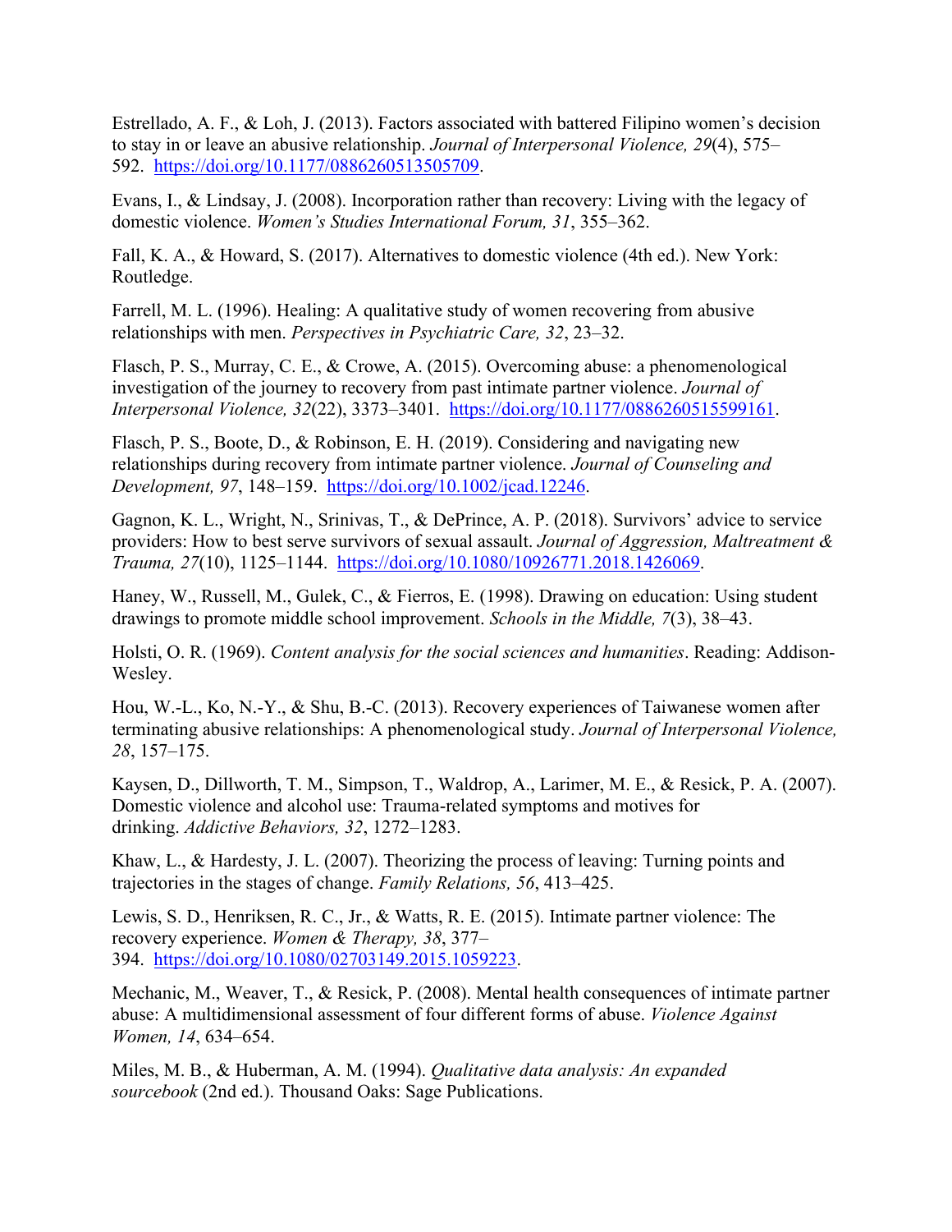Estrellado, A. F., & Loh, J. (2013). Factors associated with battered Filipino women's decision to stay in or leave an abusive relationship. *Journal of Interpersonal Violence, 29*(4), 575–592. https://doi.org/10.1177/0886260513505709.

Evans, I., & Lindsay, J. (2008). Incorporation rather than recovery: Living with the legacy of domestic violence. *Women's Studies International Forum, 31*, 355–362.

Fall, K. A., & Howard, S. (2017). Alternatives to domestic violence (4th ed.). New York: Routledge.

Farrell, M. L. (1996). Healing: A qualitative study of women recovering from abusive relationships with men. *Perspectives in Psychiatric Care, 32*, 23–32.

Flasch, P. S., Murray, C. E., & Crowe, A. (2015). Overcoming abuse: a phenomenological investigation of the journey to recovery from past intimate partner violence. *Journal of Interpersonal Violence, 32*(22), 3373–3401. https://doi.org/10.1177/0886260515599161.

Flasch, P. S., Boote, D., & Robinson, E. H. (2019). Considering and navigating new relationships during recovery from intimate partner violence. *Journal of Counseling and Development, 97*, 148–159. https://doi.org/10.1002/jcad.12246.

Gagnon, K. L., Wright, N., Srinivas, T., & DePrince, A. P. (2018). Survivors' advice to service providers: How to best serve survivors of sexual assault. *Journal of Aggression, Maltreatment & Trauma, 27*(10), 1125–1144. https://doi.org/10.1080/10926771.2018.1426069.

Haney, W., Russell, M., Gulek, C., & Fierros, E. (1998). Drawing on education: Using student drawings to promote middle school improvement. *Schools in the Middle, 7*(3), 38–43.

Holsti, O. R. (1969). *Content analysis for the social sciences and humanities*. Reading: Addison-Wesley.

Hou, W.-L., Ko, N.-Y., & Shu, B.-C. (2013). Recovery experiences of Taiwanese women after terminating abusive relationships: A phenomenological study. *Journal of Interpersonal Violence, 28*, 157–175.

Kaysen, D., Dillworth, T. M., Simpson, T., Waldrop, A., Larimer, M. E., & Resick, P. A. (2007). Domestic violence and alcohol use: Trauma-related symptoms and motives for drinking. *Addictive Behaviors, 32*, 1272–1283.

Khaw, L., & Hardesty, J. L. (2007). Theorizing the process of leaving: Turning points and trajectories in the stages of change. *Family Relations, 56*, 413–425.

Lewis, S. D., Henriksen, R. C., Jr., & Watts, R. E. (2015). Intimate partner violence: The recovery experience. *Women & Therapy, 38*, 377–394. https://doi.org/10.1080/02703149.2015.1059223.

Mechanic, M., Weaver, T., & Resick, P. (2008). Mental health consequences of intimate partner abuse: A multidimensional assessment of four different forms of abuse. *Violence Against Women, 14*, 634–654.

Miles, M. B., & Huberman, A. M. (1994). *Qualitative data analysis: An expanded sourcebook* (2nd ed.). Thousand Oaks: Sage Publications.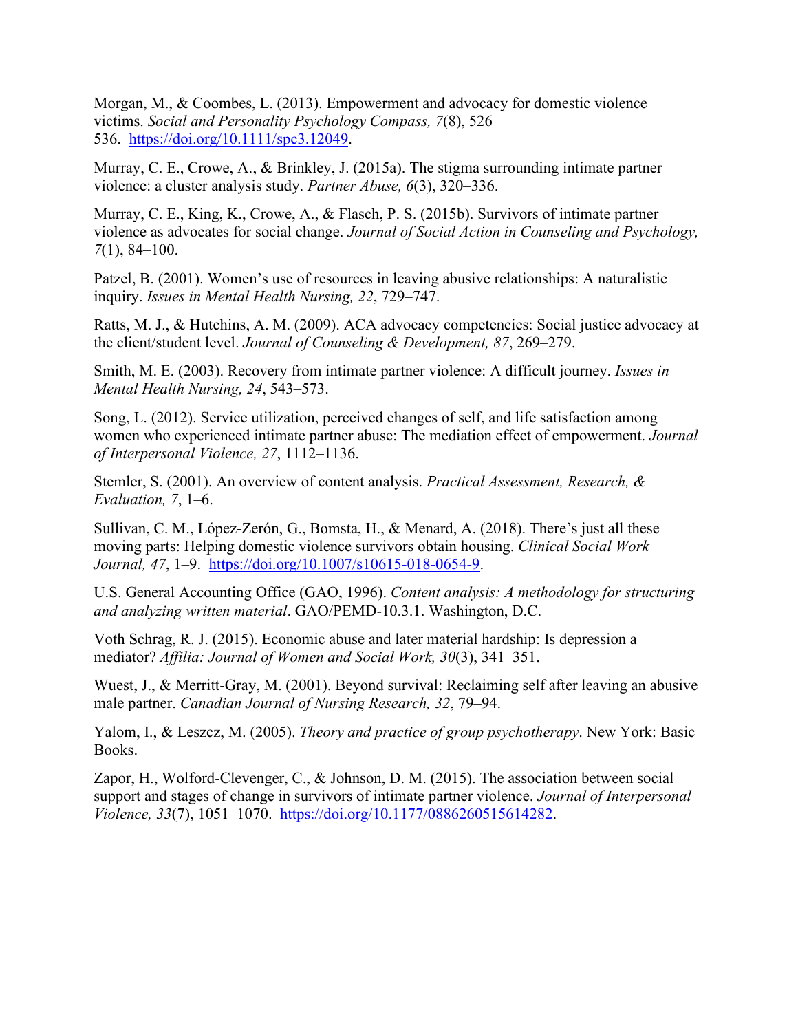Morgan, M., & Coombes, L. (2013). Empowerment and advocacy for domestic violence victims. *Social and Personality Psychology Compass, 7*(8), 526–536. https://doi.org/10.1111/spc3.12049.

Murray, C. E., Crowe, A., & Brinkley, J. (2015a). The stigma surrounding intimate partner violence: a cluster analysis study. *Partner Abuse, 6*(3), 320–336.

Murray, C. E., King, K., Crowe, A., & Flasch, P. S. (2015b). Survivors of intimate partner violence as advocates for social change. *Journal of Social Action in Counseling and Psychology, 7*(1), 84–100.

Patzel, B. (2001). Women's use of resources in leaving abusive relationships: A naturalistic inquiry. *Issues in Mental Health Nursing, 22*, 729–747.

Ratts, M. J., & Hutchins, A. M. (2009). ACA advocacy competencies: Social justice advocacy at the client/student level. *Journal of Counseling & Development, 87*, 269–279.

Smith, M. E. (2003). Recovery from intimate partner violence: A difficult journey. *Issues in Mental Health Nursing, 24*, 543–573.

Song, L. (2012). Service utilization, perceived changes of self, and life satisfaction among women who experienced intimate partner abuse: The mediation effect of empowerment. *Journal of Interpersonal Violence, 27*, 1112–1136.

Stemler, S. (2001). An overview of content analysis. *Practical Assessment, Research, & Evaluation, 7*, 1–6.

Sullivan, C. M., López-Zerón, G., Bomsta, H., & Menard, A. (2018). There's just all these moving parts: Helping domestic violence survivors obtain housing. *Clinical Social Work Journal, 47*, 1–9. https://doi.org/10.1007/s10615-018-0654-9.

U.S. General Accounting Office (GAO, 1996). *Content analysis: A methodology for structuring and analyzing written material*. GAO/PEMD-10.3.1. Washington, D.C.

Voth Schrag, R. J. (2015). Economic abuse and later material hardship: Is depression a mediator? *Affilia: Journal of Women and Social Work, 30*(3), 341–351.

Wuest, J., & Merritt-Gray, M. (2001). Beyond survival: Reclaiming self after leaving an abusive male partner. *Canadian Journal of Nursing Research, 32*, 79–94.

Yalom, I., & Leszcz, M. (2005). *Theory and practice of group psychotherapy*. New York: Basic Books.

Zapor, H., Wolford-Clevenger, C., & Johnson, D. M. (2015). The association between social support and stages of change in survivors of intimate partner violence. *Journal of Interpersonal Violence, 33*(7), 1051–1070. https://doi.org/10.1177/0886260515614282.